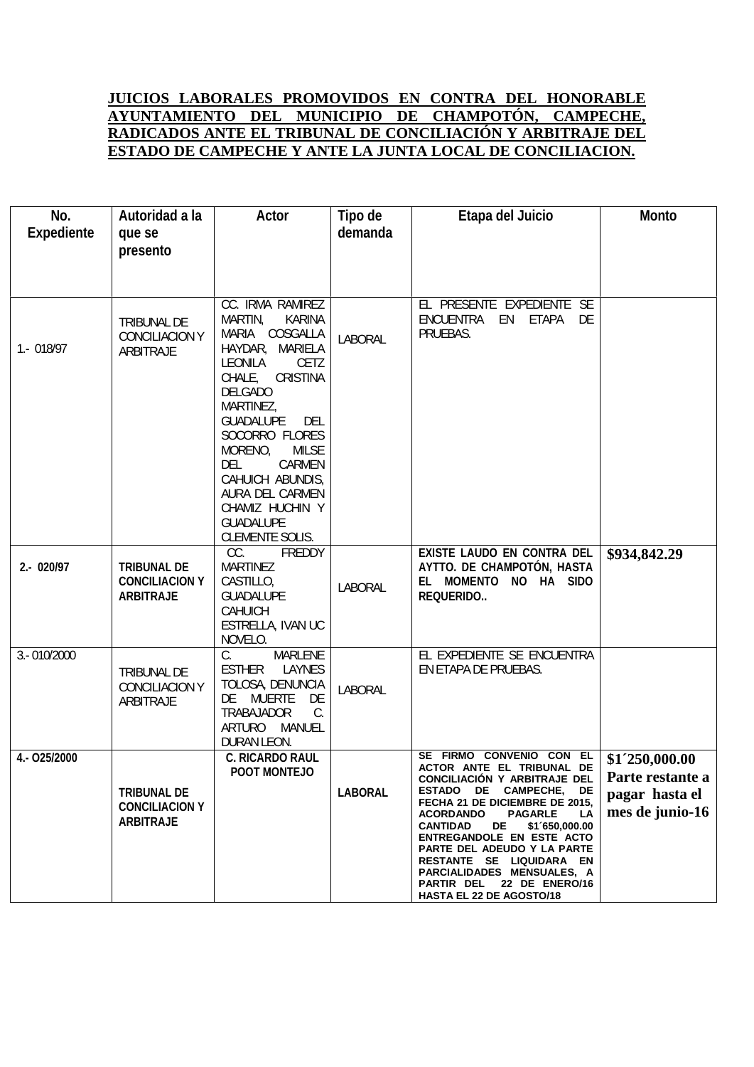**JUICIOS LABORALES PROMOVIDOS EN CONTRA DEL HONORABLE AYUNTAMIENTO DEL MUNICIPIO DE CHAMPOTÓN, CAMPECHE, RADICADOS ANTE EL TRIBUNAL DE CONCILIACIÓN Y ARBITRAJE DEL ESTADO DE CAMPECHE Y ANTE LA JUNTA LOCAL DE CONCILIACION.**

| No. Expediente | Autoridad a la que se presento | Actor | Tipo de demanda | Etapa del Juicio | Monto |
|---|---|---|---|---|---|
| 1.- 018/97 | TRIBUNAL DE CONCILIACION Y ARBITRAJE | CC. IRMA RAMIREZ MARTIN, KARINA MARIA COSGALLA HAYDAR, MARIELA LEONILA CETZ CHALE, CRISTINA DELGADO MARTINEZ, GUADALUPE DEL SOCORRO FLORES MORENO, MILSE DEL CARMEN CAHUICH ABUNDIS, AURA DEL CARMEN CHAMIZ HUCHIN Y GUADALUPE CLEMENTE SOLIS. | LABORAL | EL PRESENTE EXPEDIENTE SE ENCUENTRA EN ETAPA DE PRUEBAS. | |
| **2.- 020/97** | **TRIBUNAL DE CONCILIACION Y ARBITRAJE** | CC. FREDDY MARTINEZ CASTILLO, GUADALUPE CAHUICH ESTRELLA, IVAN UC NOVELO. | LABORAL | **EXISTE LAUDO EN CONTRA DEL AYTTO. DE CHAMPOTÓN, HASTA EL MOMENTO NO HA SIDO REQUERIDO..** | **$934,842.29** |
| 3.- 010/2000 | TRIBUNAL DE CONCILIACION Y ARBITRAJE | C. MARLENE ESTHER LAYNES TOLOSA, DENUNCIA DE MUERTE DE TRABAJADOR C. ARTURO MANUEL DURAN LEON. | LABORAL | EL EXPEDIENTE SE ENCUENTRA EN ETAPA DE PRUEBAS. | |
| **4.- O25/2000** | **TRIBUNAL DE CONCILIACION Y ARBITRAJE** | **C. RICARDO RAUL POOT MONTEJO** | **LABORAL** | **SE FIRMO CONVENIO CON EL ACTOR ANTE EL TRIBUNAL DE CONCILIACIÓN Y ARBITRAJE DEL ESTADO DE CAMPECHE, DE FECHA 21 DE DICIEMBRE DE 2015, ACORDANDO PAGARLE LA CANTIDAD DE $1´650,000.00 ENTREGANDOLE EN ESTE ACTO PARTE DEL ADEUDO Y LA PARTE RESTANTE SE LIQUIDARA EN PARCIALIDADES MENSUALES, A PARTIR DEL 22 DE ENERO/16 HASTA EL 22 DE AGOSTO/18** | **$1´250,000.00 Parte restante a pagar hasta el mes de junio-16** |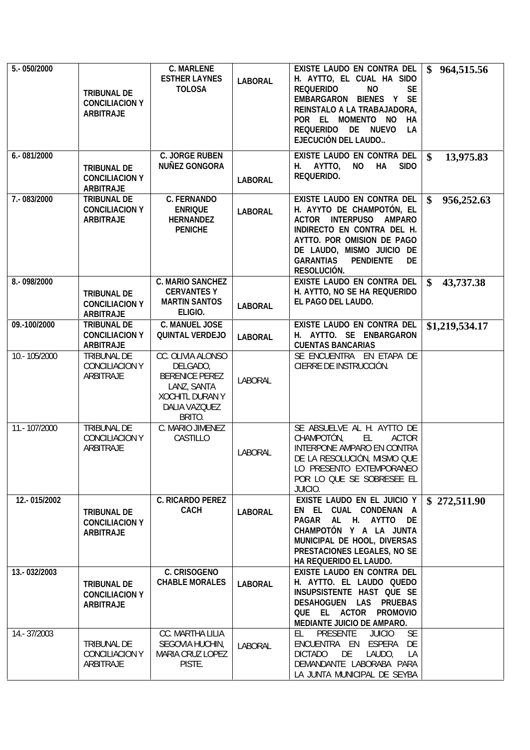| | | | | | |
|---|---|---|---|---|---|
| **5.- 050/2000** | **TRIBUNAL DE CONCILIACION Y ARBITRAJE** | **C. MARLENE ESTHER LAYNES TOLOSA** | **LABORAL** | **EXISTE LAUDO EN CONTRA DEL H. AYTTO, EL CUAL HA SIDO REQUERIDO NO SE EMBARGARON BIENES Y SE REINSTALO A LA TRABAJADORA, POR EL MOMENTO NO HA REQUERIDO DE NUEVO LA EJECUCIÓN DEL LAUDO..** | **$ 964,515.56** |
| **6.- 081/2000** | **TRIBUNAL DE CONCILIACION Y ARBITRAJE** | **C. JORGE RUBEN NUÑEZ GONGORA** | **LABORAL** | **EXISTE LAUDO EN CONTRA DEL H. AYTTO, NO HA SIDO REQUERIDO.** | **$ 13,975.83** |
| **7.- 083/2000** | **TRIBUNAL DE CONCILIACION Y ARBITRAJE** | **C. FERNANDO ENRIQUE HERNANDEZ PENICHE** | **LABORAL** | **EXISTE LAUDO EN CONTRA DEL H. AYYTO DE CHAMPOTÓN, EL ACTOR INTERPUSO AMPARO INDIRECTO EN CONTRA DEL H. AYTTO. POR OMISION DE PAGO DE LAUDO, MISMO JUICIO DE GARANTIAS PENDIENTE DE RESOLUCIÓN.** | **$ 956,252.63** |
| **8.- 098/2000** | **TRIBUNAL DE CONCILIACION Y ARBITRAJE** | **C. MARIO SANCHEZ CERVANTES Y MARTIN SANTOS ELIGIO.** | **LABORAL** | **EXISTE LAUDO EN CONTRA DEL H. AYTTO, NO SE HA REQUERIDO EL PAGO DEL LAUDO.** | **$ 43,737.38** |
| **09.-100/2000** | **TRIBUNAL DE CONCILIACION Y ARBITRAJE** | **C. MANUEL JOSE QUINTAL VERDEJO** | **LABORAL** | **EXISTE LAUDO EN CONTRA DEL H. AYTTO. SE ENBARGARON CUENTAS BANCARIAS** | **$1,219,534.17** |
| 10.- 105/2000 | TRIBUNAL DE CONCILIACION Y ARBITRAJE | CC. OLIVIA ALONSO DELGADO, BERENICE PEREZ LANZ, SANTA XOCHITL DURAN Y DALIA VAZQUEZ BRITO. | LABORAL | SE ENCUENTRA EN ETAPA DE CIERRE DE INSTRUCCIÓN. | |
| 11.- 107/2000 | TRIBUNAL DE CONCILIACION Y ARBITRAJE | C. MARIO JIMENEZ CASTILLO | LABORAL | SE ABSUELVE AL H. AYTTO DE CHAMPOTÓN, EL ACTOR INTERPONE AMPARO EN CONTRA DE LA RESOLUCIÓN, MISMO QUE LO PRESENTO EXTEMPORANEO POR LO QUE SE SOBRESEE EL JUICIO. | |
| **12.- 015/2002** | **TRIBUNAL DE CONCILIACION Y ARBITRAJE** | **C. RICARDO PEREZ CACH** | **LABORAL** | **EXISTE LAUDO EN EL JUICIO Y EN EL CUAL CONDENAN A PAGAR AL H. AYTTO DE CHAMPOTÓN Y A LA JUNTA MUNICIPAL DE HOOL, DIVERSAS PRESTACIONES LEGALES, NO SE HA REQUERIDO EL LAUDO.** | **$ 272,511.90** |
| **13.- 032/2003** | **TRIBUNAL DE CONCILIACION Y ARBITRAJE** | **C. CRISOGENO CHABLE MORALES** | **LABORAL** | **EXISTE LAUDO EN CONTRA DEL H. AYTTO. EL LAUDO QUEDO INSUPSISTENTE HAST QUE SE DESAHOGUEN LAS PRUEBAS QUE EL ACTOR PROMOVIO MEDIANTE JUICIO DE AMPARO.** | |
| 14.- 37/2003 | TRIBUNAL DE CONCILIACION Y ARBITRAJE | CC. MARTHA LILIA SEGOVIA HUCHIN, MARIA CRUZ LOPEZ PISTE. | LABORAL | EL PRESENTE JUICIO SE ENCUENTRA EN ESPERA DE DICTADO DE LAUDO, LA DEMANDANTE LABORABA PARA LA JUNTA MUNICIPAL DE SEYBA | |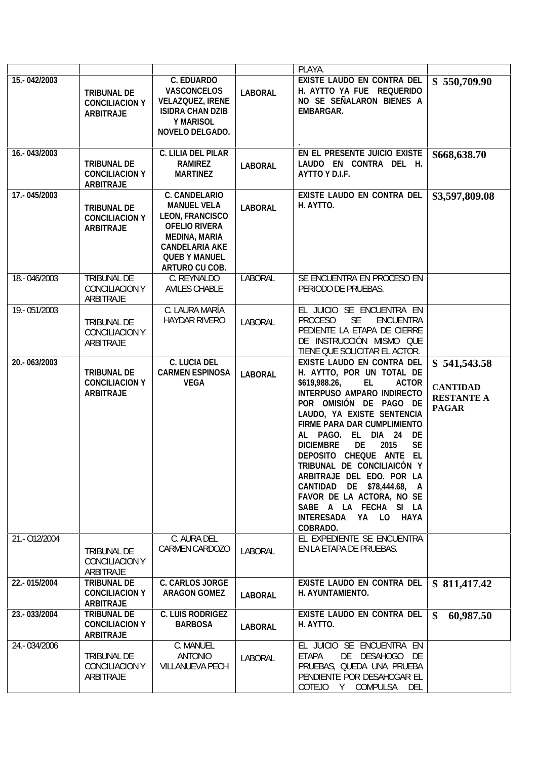| | | | | | |
|---|---|---|---|---|---|
| | | | | PLAYA. | |
| **15.- 042/2003** | **TRIBUNAL DE CONCILIACION Y ARBITRAJE** | **C. EDUARDO VASCONCELOS VELAZQUEZ, IRENE ISIDRA CHAN DZIB Y MARISOL NOVELO DELGADO.** | **LABORAL** | **EXISTE LAUDO EN CONTRA DEL H. AYTTO YA FUE REQUERIDO NO SE SEÑALARON BIENES A EMBARGAR.** . | **$ 550,709.90** |
| **16.- 043/2003** | **TRIBUNAL DE CONCILIACION Y ARBITRAJE** | **C. LILIA DEL PILAR RAMIREZ MARTINEZ** | **LABORAL** | **EN EL PRESENTE JUICIO EXISTE LAUDO EN CONTRA DEL H. AYTTO Y D.I.F.** | **$668,638.70** |
| **17.- 045/2003** | **TRIBUNAL DE CONCILIACION Y ARBITRAJE** | **C. CANDELARIO MANUEL VELA LEON, FRANCISCO OFELIO RIVERA MEDINA, MARIA CANDELARIA AKE QUEB Y MANUEL ARTURO CU COB.** | **LABORAL** | **EXISTE LAUDO EN CONTRA DEL H. AYTTO.** | **$3,597,809.08** |
| 18.- 046/2003 | TRIBUNAL DE CONCILIACION Y ARBITRAJE | C. REYNALDO AVILES CHABLE | LABORAL | SE ENCUENTRA EN PROCESO EN PERIODO DE PRUEBAS. | |
| 19.- 051/2003 | TRIBUNAL DE CONCILIACION Y ARBITRAJE | C. LAURA MARÍA HAYDAR RIVERO | LABORAL | EL JUICIO SE ENCUENTRA EN PROCESO SE ENCUENTRA PEDIENTE LA ETAPA DE CIERRE DE INSTRUCCIÓN MISMO QUE TIENE QUE SOLICITAR EL ACTOR. | |
| **20.- 063/2003** | **TRIBUNAL DE CONCILIACION Y ARBITRAJE** | **C. LUCIA DEL CARMEN ESPINOSA VEGA** | **LABORAL** | **EXISTE LAUDO EN CONTRA DEL H. AYTTO, POR UN TOTAL DE $619,988.26, EL ACTOR INTERPUSO AMPARO INDIRECTO POR OMISIÓN DE PAGO DE LAUDO, YA EXISTE SENTENCIA FIRME PARA DAR CUMPLIMIENTO AL PAGO. EL DIA 24 DE DICIEMBRE DE 2015 SE DEPOSITO CHEQUE ANTE EL TRIBUNAL DE CONCILIAICÓN Y ARBITRAJE DEL EDO. POR LA CANTIDAD DE $78,444.68, A FAVOR DE LA ACTORA, NO SE SABE A LA FECHA SI LA INTERESADA YA LO HAYA COBRADO.** | **$ 541,543.58 CANTIDAD RESTANTE A PAGAR** |
| 21.- O12/2004 | TRIBUNAL DE CONCILIACION Y ARBITRAJE | C. AURA DEL CARMEN CARDOZO | LABORAL | EL EXPEDIENTE SE ENCUENTRA EN LA ETAPA DE PRUEBAS. | |
| **22.- 015/2004** | **TRIBUNAL DE CONCILIACION Y ARBITRAJE** | **C. CARLOS JORGE ARAGON GOMEZ** | **LABORAL** | **EXISTE LAUDO EN CONTRA DEL H. AYUNTAMIENTO.** | **$ 811,417.42** |
| **23.- 033/2004** | **TRIBUNAL DE CONCILIACION Y ARBITRAJE** | **C. LUIS RODRIGEZ BARBOSA** | **LABORAL** | **EXISTE LAUDO EN CONTRA DEL H. AYTTO.** | **$ 60,987.50** |
| 24.- 034/2006 | TRIBUNAL DE CONCILIACION Y ARBITRAJE | C. MANUEL ANTONIO VILLANUEVA PECH | LABORAL | EL JUICIO SE ENCUENTRA EN ETAPA DE DESAHOGO DE PRUEBAS, QUEDA UNA PRUEBA PENDIENTE POR DESAHOGAR EL COTEJO Y COMPULSA DEL | |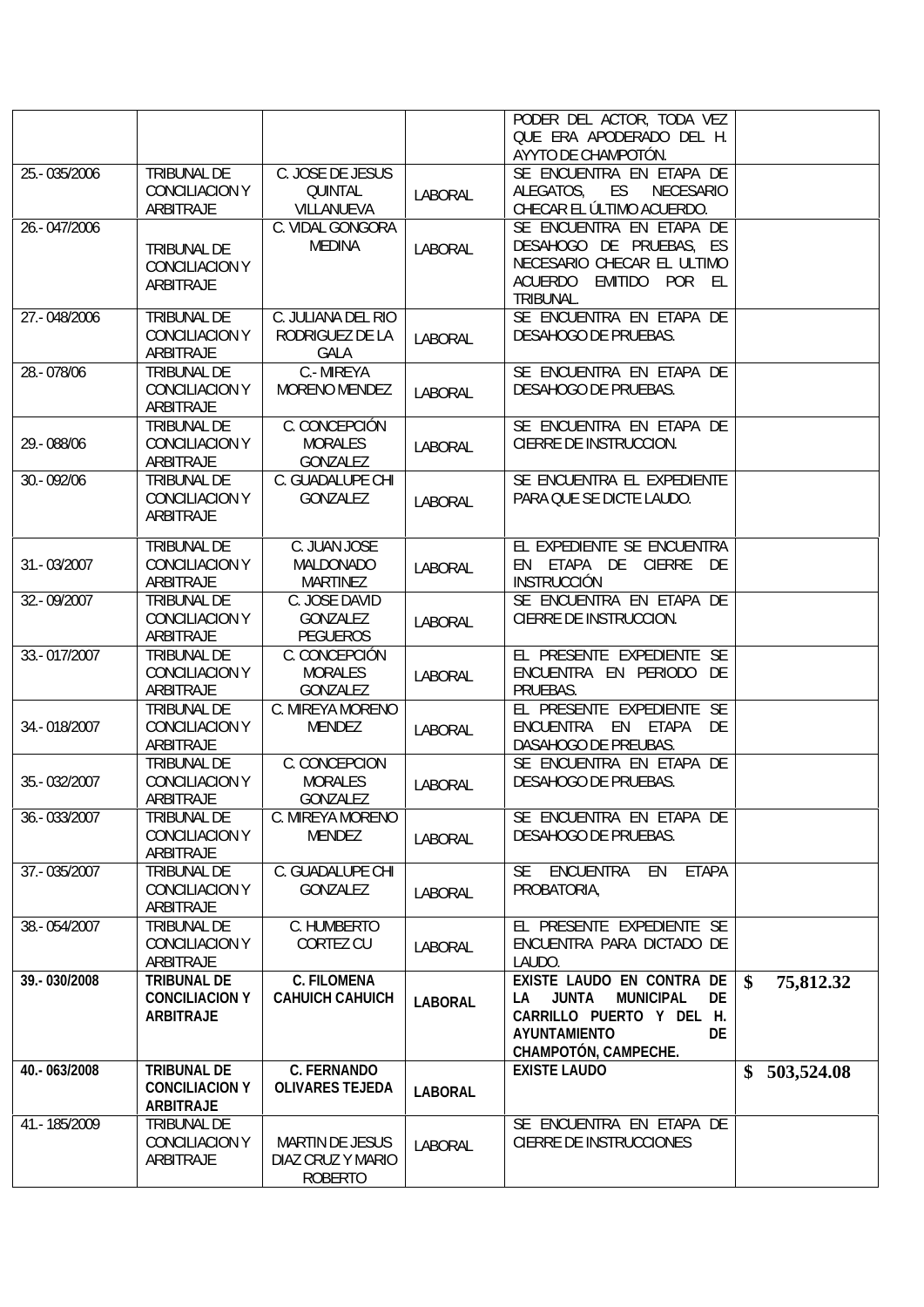| | | | | | |
|---|---|---|---|---|---|
| | | | | PODER DEL ACTOR, TODA VEZ QUE ERA APODERADO DEL H. AYYTO DE CHAMPOTÓN. | |
| 25.- 035/2006 | TRIBUNAL DE CONCILIACION Y ARBITRAJE | C. JOSE DE JESUS QUINTAL VILLANUEVA | LABORAL | SE ENCUENTRA EN ETAPA DE ALEGATOS, ES NECESARIO CHECAR EL ÚLTIMO ACUERDO. | |
| 26.- 047/2006 | TRIBUNAL DE CONCILIACION Y ARBITRAJE | C. VIDAL GONGORA MEDINA | LABORAL | SE ENCUENTRA EN ETAPA DE DESAHOGO DE PRUEBAS, ES NECESARIO CHECAR EL ULTIMO ACUERDO EMITIDO POR EL TRIBUNAL. | |
| 27.- 048/2006 | TRIBUNAL DE CONCILIACION Y ARBITRAJE | C. JULIANA DEL RIO RODRIGUEZ DE LA GALA | LABORAL | SE ENCUENTRA EN ETAPA DE DESAHOGO DE PRUEBAS. | |
| 28.- 078/06 | TRIBUNAL DE CONCILIACION Y ARBITRAJE | C.- MIREYA MORENO MENDEZ | LABORAL | SE ENCUENTRA EN ETAPA DE DESAHOGO DE PRUEBAS. | |
| 29.- 088/06 | TRIBUNAL DE CONCILIACION Y ARBITRAJE | C. CONCEPCIÓN MORALES GONZALEZ | LABORAL | SE ENCUENTRA EN ETAPA DE CIERRE DE INSTRUCCION. | |
| 30.- 092/06 | TRIBUNAL DE CONCILIACION Y ARBITRAJE | C. GUADALUPE CHI GONZALEZ | LABORAL | SE ENCUENTRA EL EXPEDIENTE PARA QUE SE DICTE LAUDO. | |
| 31.- 03/2007 | TRIBUNAL DE CONCILIACION Y ARBITRAJE | C. JUAN JOSE MALDONADO MARTINEZ | LABORAL | EL EXPEDIENTE SE ENCUENTRA EN ETAPA DE CIERRE DE INSTRUCCIÓN | |
| 32.- 09/2007 | TRIBUNAL DE CONCILIACION Y ARBITRAJE | C. JOSE DAVID GONZALEZ PEGUEROS | LABORAL | SE ENCUENTRA EN ETAPA DE CIERRE DE INSTRUCCION. | |
| 33.- 017/2007 | TRIBUNAL DE CONCILIACION Y ARBITRAJE | C. CONCEPCIÓN MORALES GONZALEZ | LABORAL | EL PRESENTE EXPEDIENTE SE ENCUENTRA EN PERIODO DE PRUEBAS. | |
| 34.- 018/2007 | TRIBUNAL DE CONCILIACION Y ARBITRAJE | C. MIREYA MORENO MENDEZ | LABORAL | EL PRESENTE EXPEDIENTE SE ENCUENTRA EN ETAPA DE DASAHOGO DE PREUBAS. | |
| 35.- 032/2007 | TRIBUNAL DE CONCILIACION Y ARBITRAJE | C. CONCEPCION MORALES GONZALEZ | LABORAL | SE ENCUENTRA EN ETAPA DE DESAHOGO DE PRUEBAS. | |
| 36.- 033/2007 | TRIBUNAL DE CONCILIACION Y ARBITRAJE | C. MIREYA MORENO MENDEZ | LABORAL | SE ENCUENTRA EN ETAPA DE DESAHOGO DE PRUEBAS. | |
| 37.- 035/2007 | TRIBUNAL DE CONCILIACION Y ARBITRAJE | C. GUADALUPE CHI GONZALEZ | LABORAL | SE ENCUENTRA EN ETAPA PROBATORIA, | |
| 38.- 054/2007 | TRIBUNAL DE CONCILIACION Y ARBITRAJE | C. HUMBERTO CORTEZ CU | LABORAL | EL PRESENTE EXPEDIENTE SE ENCUENTRA PARA DICTADO DE LAUDO. | |
| **39.- 030/2008** | **TRIBUNAL DE CONCILIACION Y ARBITRAJE** | **C. FILOMENA CAHUICH CAHUICH** | **LABORAL** | **EXISTE LAUDO EN CONTRA DE LA JUNTA MUNICIPAL DE CARRILLO PUERTO Y DEL H. AYUNTAMIENTO DE CHAMPOTÓN, CAMPECHE.** | **$ 75,812.32** |
| **40.- 063/2008** | **TRIBUNAL DE CONCILIACION Y ARBITRAJE** | **C. FERNANDO OLIVARES TEJEDA** | **LABORAL** | **EXISTE LAUDO** | **$ 503,524.08** |
| 41.- 185/2009 | TRIBUNAL DE CONCILIACION Y ARBITRAJE | MARTIN DE JESUS DIAZ CRUZ Y MARIO ROBERTO | LABORAL | SE ENCUENTRA EN ETAPA DE CIERRE DE INSTRUCCIONES | |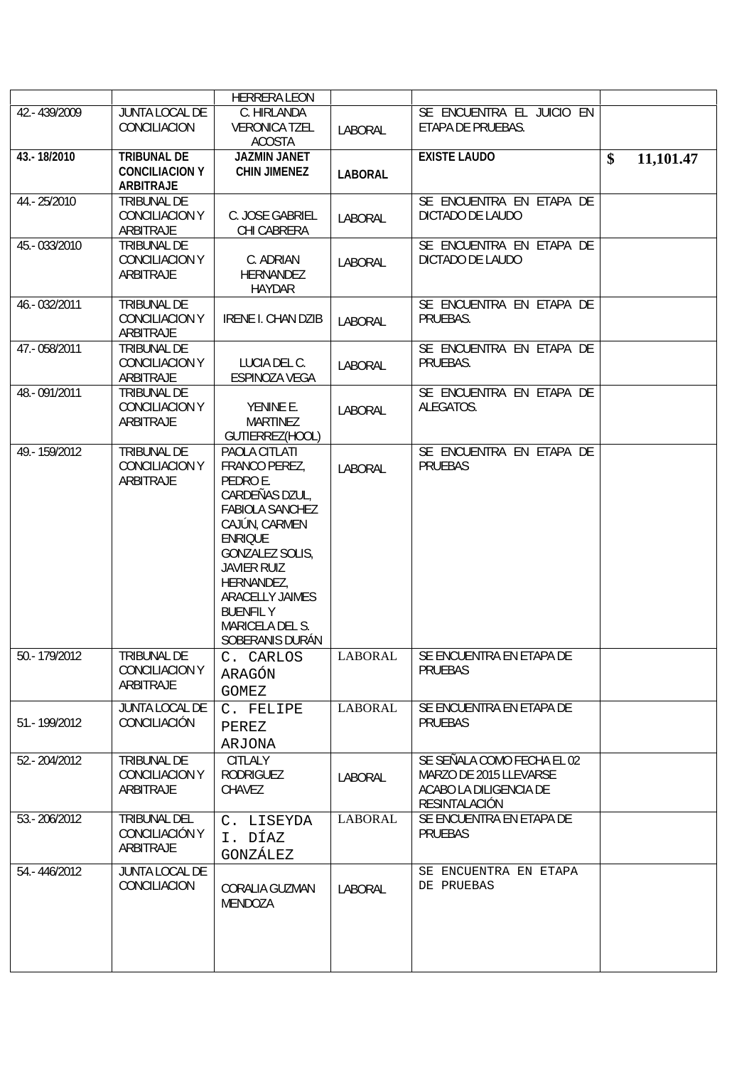| | | HERRERA LEON | | | |
|---|---|---|---|---|---|
| 42.- 439/2009 | JUNTA LOCAL DE CONCILIACION | C. HIRLANDA VERONICA TZEL ACOSTA | LABORAL | SE ENCUENTRA EL JUICIO EN ETAPA DE PRUEBAS. | |
| **43.- 18/2010** | **TRIBUNAL DE CONCILIACION Y ARBITRAJE** | **JAZMIN JANET CHIN JIMENEZ** | **LABORAL** | **EXISTE LAUDO** | **$ 11,101.47** |
| 44.- 25/2010 | TRIBUNAL DE CONCILIACION Y ARBITRAJE | C. JOSE GABRIEL CHI CABRERA | LABORAL | SE ENCUENTRA EN ETAPA DE DICTADO DE LAUDO | |
| 45.- 033/2010 | TRIBUNAL DE CONCILIACION Y ARBITRAJE | C. ADRIAN HERNANDEZ HAYDAR | LABORAL | SE ENCUENTRA EN ETAPA DE DICTADO DE LAUDO | |
| 46.- 032/2011 | TRIBUNAL DE CONCILIACION Y ARBITRAJE | IRENE I. CHAN DZIB | LABORAL | SE ENCUENTRA EN ETAPA DE PRUEBAS. | |
| 47.- 058/2011 | TRIBUNAL DE CONCILIACION Y ARBITRAJE | LUCIA DEL C. ESPINOZA VEGA | LABORAL | SE ENCUENTRA EN ETAPA DE PRUEBAS. | |
| 48.- 091/2011 | TRIBUNAL DE CONCILIACION Y ARBITRAJE | YENINE E. MARTINEZ GUTIERREZ(HOOL) | LABORAL | SE ENCUENTRA EN ETAPA DE ALEGATOS. | |
| 49.- 159/2012 | TRIBUNAL DE CONCILIACION Y ARBITRAJE | PAOLA CITLATI FRANCO PEREZ, PEDRO E. CARDEÑAS DZUL, FABIOLA SANCHEZ CAJÚN, CARMEN ENRIQUE GONZALEZ SOLIS, JAVIER RUIZ HERNANDEZ, ARACELLY JAIMES BUENFIL Y MARICELA DEL S. SOBERANIS DURÁN | LABORAL | SE ENCUENTRA EN ETAPA DE PRUEBAS | |
| 50.- 179/2012 | TRIBUNAL DE CONCILIACION Y ARBITRAJE | C. CARLOS ARAGÓN GOMEZ | LABORAL | SE ENCUENTRA EN ETAPA DE PRUEBAS | |
| 51.- 199/2012 | JUNTA LOCAL DE CONCILIACIÓN | C. FELIPE PEREZ ARJONA | LABORAL | SE ENCUENTRA EN ETAPA DE PRUEBAS | |
| 52.- 204/2012 | TRIBUNAL DE CONCILIACION Y ARBITRAJE | CITLALY RODRIGUEZ CHAVEZ | LABORAL | SE SEÑALA COMO FECHA EL 02 MARZO DE 2015 LLEVARSE ACABO LA DILIGENCIA DE RESINTALACIÓN | |
| 53.- 206/2012 | TRIBUNAL DEL CONCILIACIÓN Y ARBITRAJE | C. LISEYDA I. DÍAZ GONZÁLEZ | LABORAL | SE ENCUENTRA EN ETAPA DE PRUEBAS | |
| 54.- 446/2012 | JUNTA LOCAL DE CONCILIACION | CORALIA GUZMAN MENDOZA | LABORAL | SE ENCUENTRA EN ETAPA DE PRUEBAS | |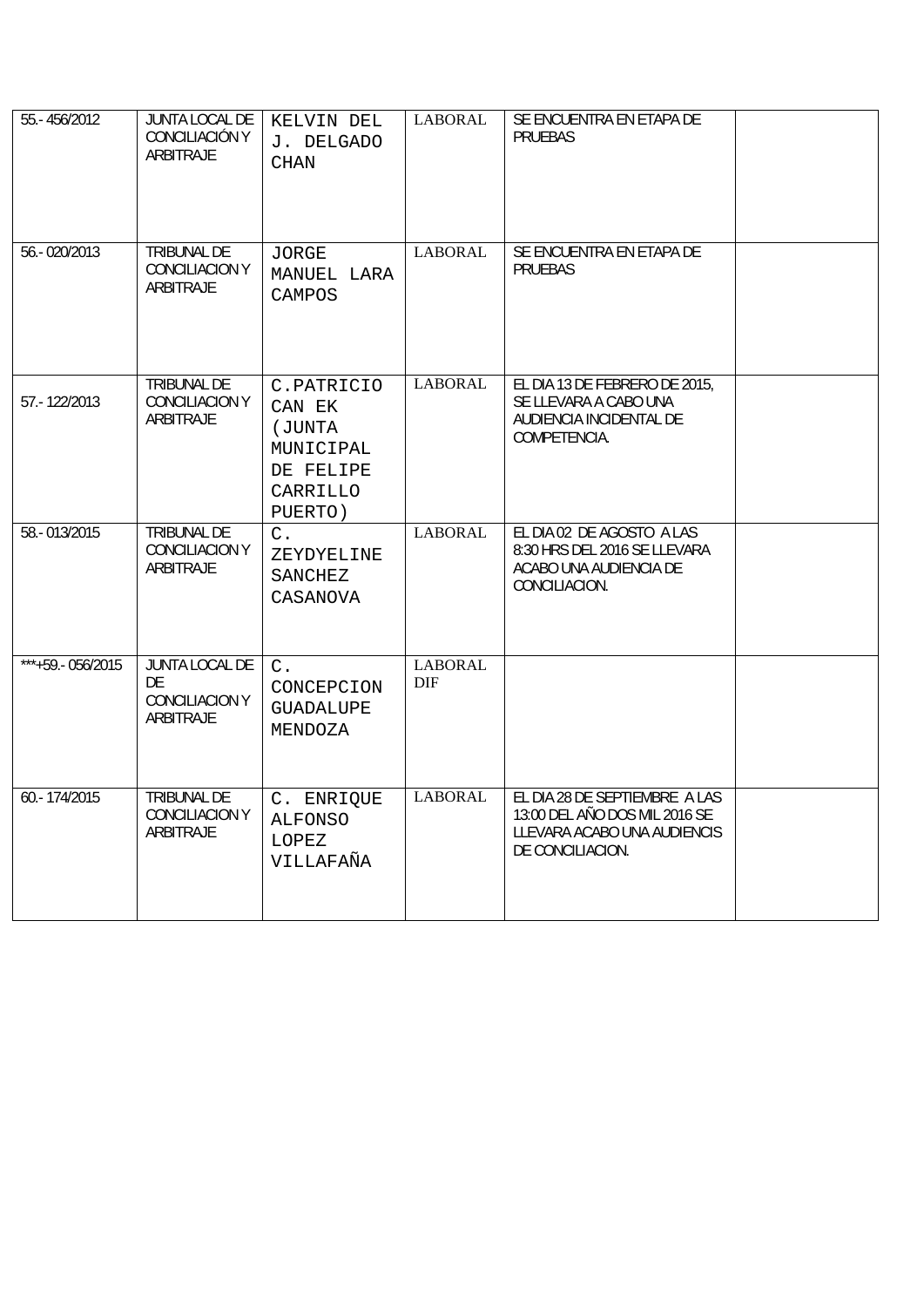| | | | | | |
|---|---|---|---|---|---|
| 55.- 456/2012 | JUNTA LOCAL DE CONCILIACIÓN Y ARBITRAJE | KELVIN DEL J. DELGADO CHAN | LABORAL | SE ENCUENTRA EN ETAPA DE PRUEBAS | |
| 56.- 020/2013 | TRIBUNAL DE CONCILIACION Y ARBITRAJE | JORGE MANUEL LARA CAMPOS | LABORAL | SE ENCUENTRA EN ETAPA DE PRUEBAS | |
| 57.- 122/2013 | TRIBUNAL DE CONCILIACION Y ARBITRAJE | C.PATRICIO CAN EK (JUNTA MUNICIPAL DE FELIPE CARRILLO PUERTO) | LABORAL | EL DIA 13 DE FEBRERO DE 2015, SE LLEVARA A CABO UNA AUDIENCIA INCIDENTAL DE COMPETENCIA. | |
| 58.- 013/2015 | TRIBUNAL DE CONCILIACION Y ARBITRAJE | C. ZEYDYELINE SANCHEZ CASANOVA | LABORAL | EL DIA 02 DE AGOSTO A LAS 8:30 HRS DEL 2016 SE LLEVARA ACABO UNA AUDIENCIA DE CONCILIACION. | |
| ***+59.- 056/2015 | JUNTA LOCAL DE DE CONCILIACION Y ARBITRAJE | C. CONCEPCION GUADALUPE MENDOZA | LABORAL DIF | | |
| 60.- 174/2015 | TRIBUNAL DE CONCILIACION Y ARBITRAJE | C. ENRIQUE ALFONSO LOPEZ VILLAFAÑA | LABORAL | EL DIA 28 DE SEPTIEMBRE A LAS 13:00 DEL AÑO DOS MIL 2016 SE LLEVARA ACABO UNA AUDIENCIS DE CONCILIACION. | |